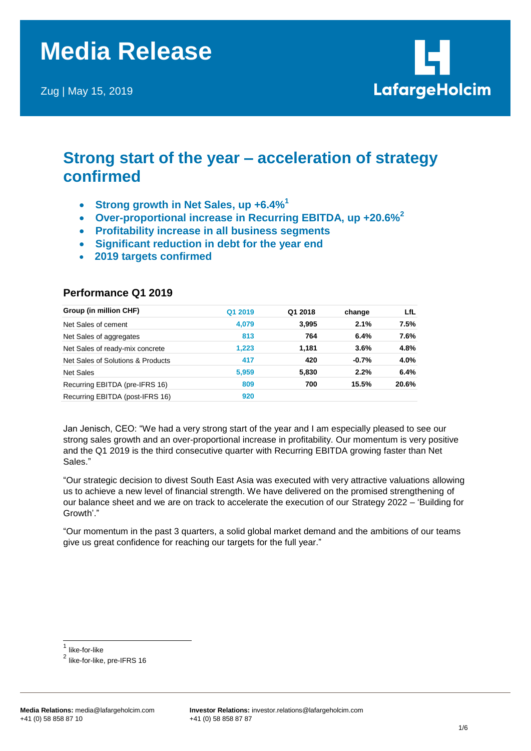# Media Release

Zug | May 15, 2019

## Strong start of the year – acceleration of strategy confirmed

- **Strong growth in Net Sales, up +6.4%[1]**
- **Over-proportional increase in Recurring EBITDA, up +20.6%[2]**
- **Profitability increase in all business segments**
- **Significant reduction in debt for the year end**
- **2019 targets confirmed**

### Performance Q1 2019

| Group (in million CHF) | Q1 2019 | Q1 2018 | change | LfL |
|---|---|---|---|---|
| Net Sales of cement | 4,079 | 3,995 | 2.1% | 7.5% |
| Net Sales of aggregates | 813 | 764 | 6.4% | 7.6% |
| Net Sales of ready-mix concrete | 1,223 | 1,181 | 3.6% | 4.8% |
| Net Sales of Solutions & Products | 417 | 420 | -0.7% | 4.0% |
| Net Sales | 5,959 | 5,830 | 2.2% | 6.4% |
| Recurring EBITDA (pre-IFRS 16) | 809 | 700 | 15.5% | 20.6% |
| Recurring EBITDA (post-IFRS 16) | 920 | | | |

Jan Jenisch, CEO: "We had a very strong start of the year and I am especially pleased to see our strong sales growth and an over-proportional increase in profitability. Our momentum is very positive and the Q1 2019 is the third consecutive quarter with Recurring EBITDA growing faster than Net Sales."

"Our strategic decision to divest South East Asia was executed with very attractive valuations allowing us to achieve a new level of financial strength. We have delivered on the promised strengthening of our balance sheet and we are on track to accelerate the execution of our Strategy 2022 – 'Building for Growth'."

"Our momentum in the past 3 quarters, a solid global market demand and the ambitions of our teams give us great confidence for reaching our targets for the full year."

[1] like-for-like

[2] like-for-like, pre-IFRS 16

**Media Relations:** media@lafargeholcim.com
+41 (0) 58 858 87 10

**Investor Relations:** investor.relations@lafargeholcim.com
+41 (0) 58 858 87 87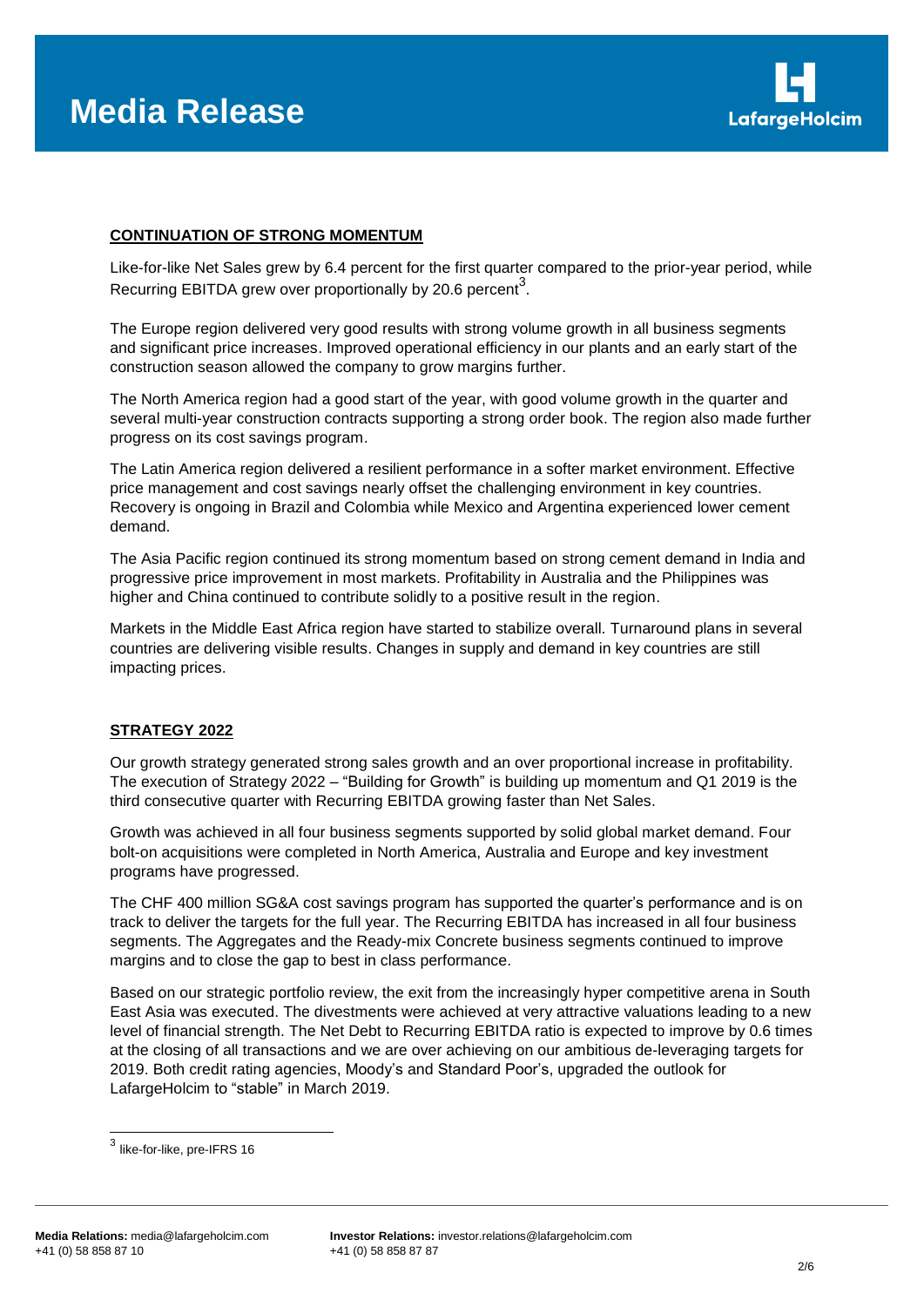## CONTINUATION OF STRONG MOMENTUM

Like-for-like Net Sales grew by 6.4 percent for the first quarter compared to the prior-year period, while Recurring EBITDA grew over proportionally by 20.6 percent[3].

The Europe region delivered very good results with strong volume growth in all business segments and significant price increases. Improved operational efficiency in our plants and an early start of the construction season allowed the company to grow margins further.

The North America region had a good start of the year, with good volume growth in the quarter and several multi-year construction contracts supporting a strong order book. The region also made further progress on its cost savings program.

The Latin America region delivered a resilient performance in a softer market environment. Effective price management and cost savings nearly offset the challenging environment in key countries. Recovery is ongoing in Brazil and Colombia while Mexico and Argentina experienced lower cement demand.

The Asia Pacific region continued its strong momentum based on strong cement demand in India and progressive price improvement in most markets. Profitability in Australia and the Philippines was higher and China continued to contribute solidly to a positive result in the region.

Markets in the Middle East Africa region have started to stabilize overall. Turnaround plans in several countries are delivering visible results. Changes in supply and demand in key countries are still impacting prices.

## STRATEGY 2022

Our growth strategy generated strong sales growth and an over proportional increase in profitability. The execution of Strategy 2022 – "Building for Growth" is building up momentum and Q1 2019 is the third consecutive quarter with Recurring EBITDA growing faster than Net Sales.

Growth was achieved in all four business segments supported by solid global market demand. Four bolt-on acquisitions were completed in North America, Australia and Europe and key investment programs have progressed.

The CHF 400 million SG&A cost savings program has supported the quarter's performance and is on track to deliver the targets for the full year. The Recurring EBITDA has increased in all four business segments. The Aggregates and the Ready-mix Concrete business segments continued to improve margins and to close the gap to best in class performance.

Based on our strategic portfolio review, the exit from the increasingly hyper competitive arena in South East Asia was executed. The divestments were achieved at very attractive valuations leading to a new level of financial strength. The Net Debt to Recurring EBITDA ratio is expected to improve by 0.6 times at the closing of all transactions and we are over achieving on our ambitious de-leveraging targets for 2019. Both credit rating agencies, Moody's and Standard Poor's, upgraded the outlook for LafargeHolcim to "stable" in March 2019.

[3] like-for-like, pre-IFRS 16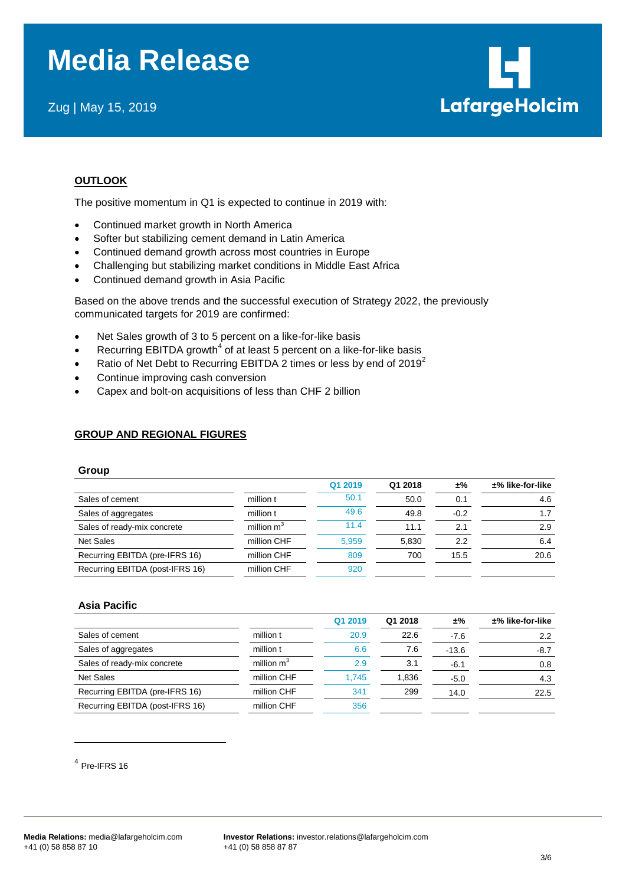## OUTLOOK

The positive momentum in Q1 is expected to continue in 2019 with:

- Continued market growth in North America
- Softer but stabilizing cement demand in Latin America
- Continued demand growth across most countries in Europe
- Challenging but stabilizing market conditions in Middle East Africa
- Continued demand growth in Asia Pacific

Based on the above trends and the successful execution of Strategy 2022, the previously communicated targets for 2019 are confirmed:

- Net Sales growth of 3 to 5 percent on a like-for-like basis
- Recurring EBITDA growth[4] of at least 5 percent on a like-for-like basis
- Ratio of Net Debt to Recurring EBITDA 2 times or less by end of 2019[2]
- Continue improving cash conversion
- Capex and bolt-on acquisitions of less than CHF 2 billion

## GROUP AND REGIONAL FIGURES

### Group

| | | Q1 2019 | Q1 2018 | ±% | ±% like-for-like |
|---|---|---|---|---|---|
| Sales of cement | million t | 50.1 | 50.0 | 0.1 | 4.6 |
| Sales of aggregates | million t | 49.6 | 49.8 | -0.2 | 1.7 |
| Sales of ready-mix concrete | million $m^3$ | 11.4 | 11.1 | 2.1 | 2.9 |
| Net Sales | million CHF | 5,959 | 5,830 | 2.2 | 6.4 |
| Recurring EBITDA (pre-IFRS 16) | million CHF | 809 | 700 | 15.5 | 20.6 |
| Recurring EBITDA (post-IFRS 16) | million CHF | 920 | | | |

### Asia Pacific

| | | Q1 2019 | Q1 2018 | ±% | ±% like-for-like |
|---|---|---|---|---|---|
| Sales of cement | million t | 20.9 | 22.6 | -7.6 | 2.2 |
| Sales of aggregates | million t | 6.6 | 7.6 | -13.6 | -8.7 |
| Sales of ready-mix concrete | million $m^3$ | 2.9 | 3.1 | -6.1 | 0.8 |
| Net Sales | million CHF | 1,745 | 1,836 | -5.0 | 4.3 |
| Recurring EBITDA (pre-IFRS 16) | million CHF | 341 | 299 | 14.0 | 22.5 |
| Recurring EBITDA (post-IFRS 16) | million CHF | 356 | | | |

[4] Pre-IFRS 16

**Media Relations:** media@lafargeholcim.com
+41 (0) 58 858 87 10

**Investor Relations:** investor.relations@lafargeholcim.com
+41 (0) 58 858 87 87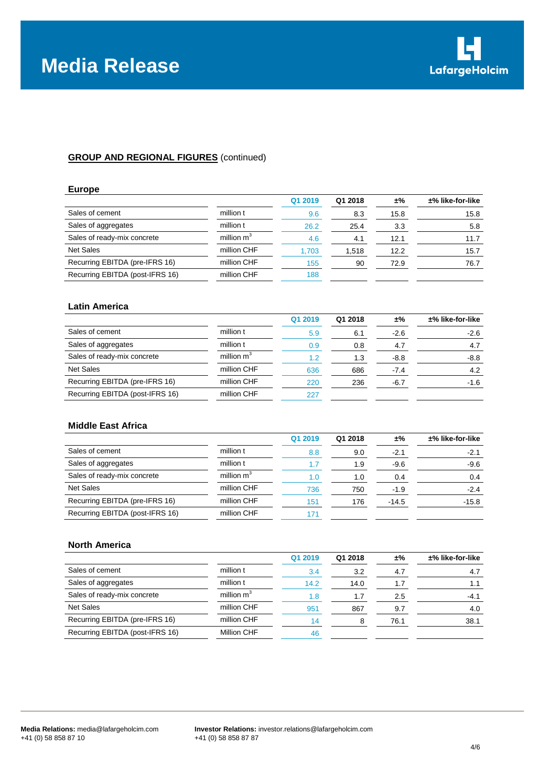# Media Release

**GROUP AND REGIONAL FIGURES** (continued)

### Europe

| | | Q1 2019 | Q1 2018 | ±% | ±% like-for-like |
|---|---|---|---|---|---|
| Sales of cement | million t | 9.6 | 8.3 | 15.8 | 15.8 |
| Sales of aggregates | million t | 26.2 | 25.4 | 3.3 | 5.8 |
| Sales of ready-mix concrete | million $m^3$ | 4.6 | 4.1 | 12.1 | 11.7 |
| Net Sales | million CHF | 1,703 | 1,518 | 12.2 | 15.7 |
| Recurring EBITDA (pre-IFRS 16) | million CHF | 155 | 90 | 72.9 | 76.7 |
| Recurring EBITDA (post-IFRS 16) | million CHF | 188 | | | |

### Latin America

| | | Q1 2019 | Q1 2018 | ±% | ±% like-for-like |
|---|---|---|---|---|---|
| Sales of cement | million t | 5.9 | 6.1 | -2.6 | -2.6 |
| Sales of aggregates | million t | 0.9 | 0.8 | 4.7 | 4.7 |
| Sales of ready-mix concrete | million $m^3$ | 1.2 | 1.3 | -8.8 | -8.8 |
| Net Sales | million CHF | 636 | 686 | -7.4 | 4.2 |
| Recurring EBITDA (pre-IFRS 16) | million CHF | 220 | 236 | -6.7 | -1.6 |
| Recurring EBITDA (post-IFRS 16) | million CHF | 227 | | | |

### Middle East Africa

| | | Q1 2019 | Q1 2018 | ±% | ±% like-for-like |
|---|---|---|---|---|---|
| Sales of cement | million t | 8.8 | 9.0 | -2.1 | -2.1 |
| Sales of aggregates | million t | 1.7 | 1.9 | -9.6 | -9.6 |
| Sales of ready-mix concrete | million $m^3$ | 1.0 | 1.0 | 0.4 | 0.4 |
| Net Sales | million CHF | 736 | 750 | -1.9 | -2.4 |
| Recurring EBITDA (pre-IFRS 16) | million CHF | 151 | 176 | -14.5 | -15.8 |
| Recurring EBITDA (post-IFRS 16) | million CHF | 171 | | | |

### North America

| | | Q1 2019 | Q1 2018 | ±% | ±% like-for-like |
|---|---|---|---|---|---|
| Sales of cement | million t | 3.4 | 3.2 | 4.7 | 4.7 |
| Sales of aggregates | million t | 14.2 | 14.0 | 1.7 | 1.1 |
| Sales of ready-mix concrete | million $m^3$ | 1.8 | 1.7 | 2.5 | -4.1 |
| Net Sales | million CHF | 951 | 867 | 9.7 | 4.0 |
| Recurring EBITDA (pre-IFRS 16) | million CHF | 14 | 8 | 76.1 | 38.1 |
| Recurring EBITDA (post-IFRS 16) | Million CHF | 46 | | | |

**Media Relations:** media@lafargeholcim.com
+41 (0) 58 858 87 10

**Investor Relations:** investor.relations@lafargeholcim.com
+41 (0) 58 858 87 87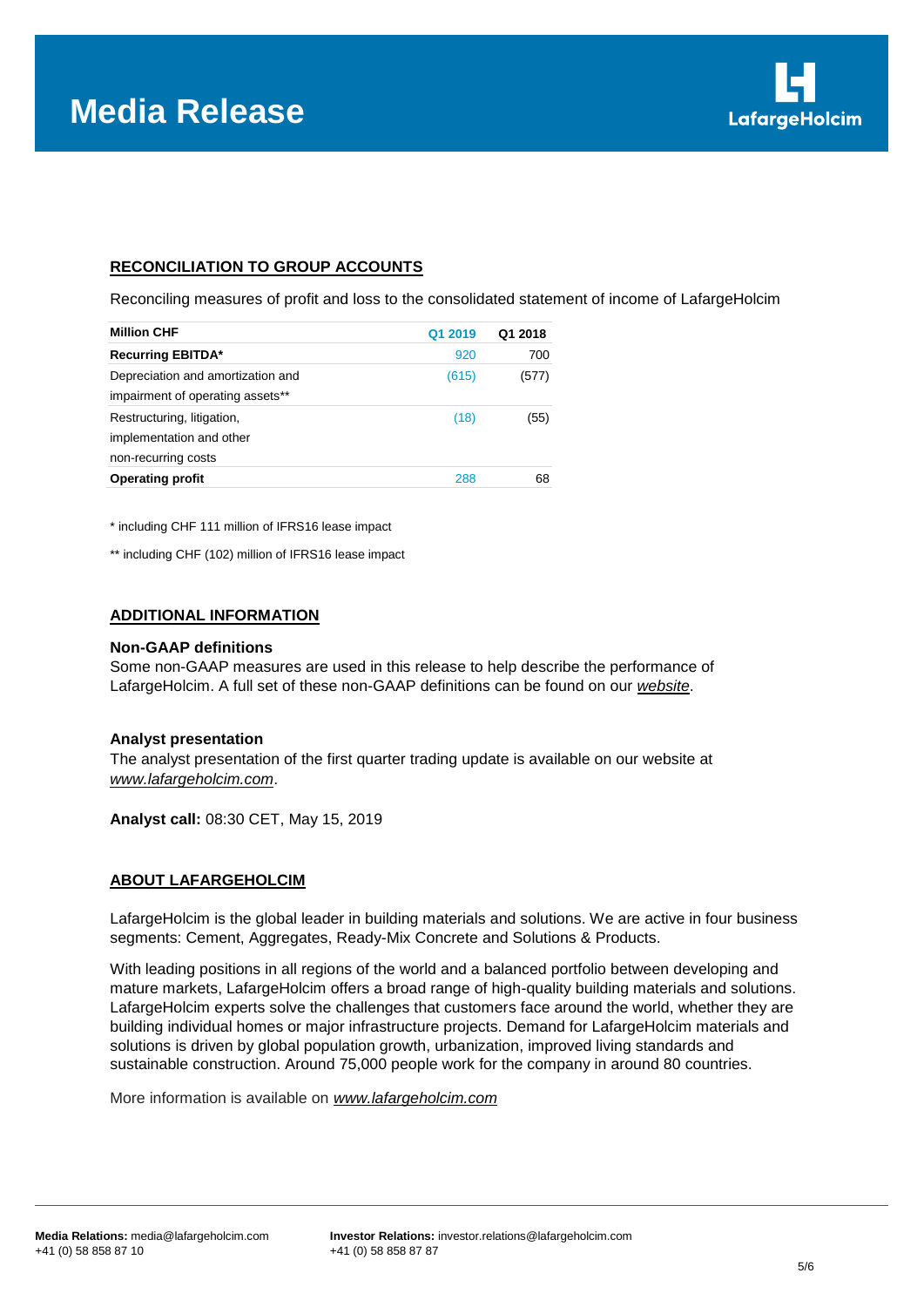# Media Release

## RECONCILIATION TO GROUP ACCOUNTS

Reconciling measures of profit and loss to the consolidated statement of income of LafargeHolcim

| Million CHF | Q1 2019 | Q1 2018 |
|---|---|---|
| **Recurring EBITDA*** | 920 | 700 |
| Depreciation and amortization and impairment of operating assets** | (615) | (577) |
| Restructuring, litigation, implementation and other non-recurring costs | (18) | (55) |
| **Operating profit** | 288 | 68 |

\* including CHF 111 million of IFRS16 lease impact

\*\* including CHF (102) million of IFRS16 lease impact

## ADDITIONAL INFORMATION

**Non-GAAP definitions**
Some non-GAAP measures are used in this release to help describe the performance of LafargeHolcim. A full set of these non-GAAP definitions can be found on our *website*.

**Analyst presentation**
The analyst presentation of the first quarter trading update is available on our website at *www.lafargeholcim.com*.

**Analyst call:** 08:30 CET, May 15, 2019

## ABOUT LAFARGEHOLCIM

LafargeHolcim is the global leader in building materials and solutions. We are active in four business segments: Cement, Aggregates, Ready-Mix Concrete and Solutions & Products.

With leading positions in all regions of the world and a balanced portfolio between developing and mature markets, LafargeHolcim offers a broad range of high-quality building materials and solutions. LafargeHolcim experts solve the challenges that customers face around the world, whether they are building individual homes or major infrastructure projects. Demand for LafargeHolcim materials and solutions is driven by global population growth, urbanization, improved living standards and sustainable construction. Around 75,000 people work for the company in around 80 countries.

More information is available on *www.lafargeholcim.com*

**Media Relations:** media@lafargeholcim.com
+41 (0) 58 858 87 10

**Investor Relations:** investor.relations@lafargeholcim.com
+41 (0) 58 858 87 87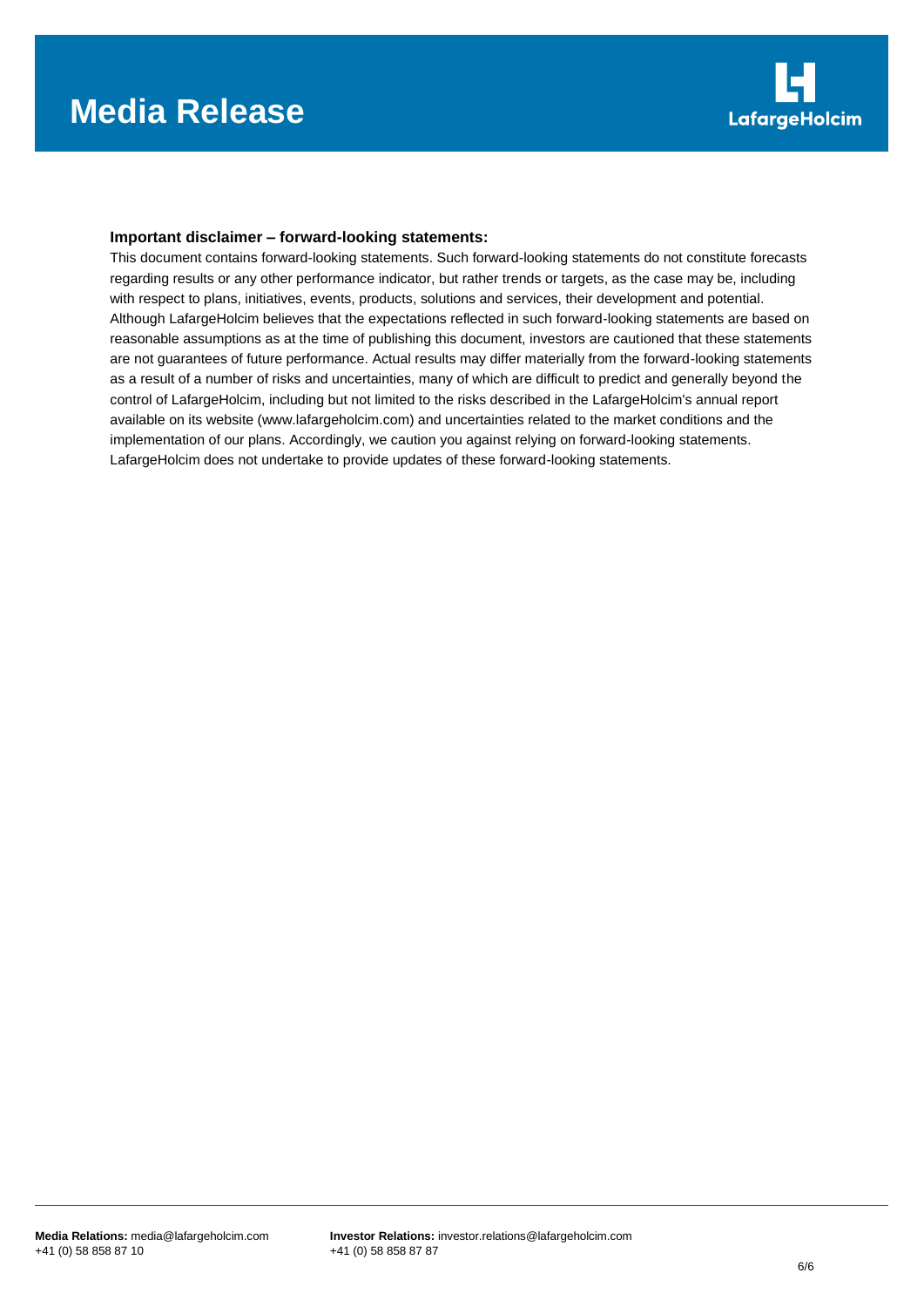**Important disclaimer – forward-looking statements:**

This document contains forward-looking statements. Such forward-looking statements do not constitute forecasts regarding results or any other performance indicator, but rather trends or targets, as the case may be, including with respect to plans, initiatives, events, products, solutions and services, their development and potential. Although LafargeHolcim believes that the expectations reflected in such forward-looking statements are based on reasonable assumptions as at the time of publishing this document, investors are cautioned that these statements are not guarantees of future performance. Actual results may differ materially from the forward-looking statements as a result of a number of risks and uncertainties, many of which are difficult to predict and generally beyond the control of LafargeHolcim, including but not limited to the risks described in the LafargeHolcim's annual report available on its website (www.lafargeholcim.com) and uncertainties related to the market conditions and the implementation of our plans. Accordingly, we caution you against relying on forward-looking statements. LafargeHolcim does not undertake to provide updates of these forward-looking statements.